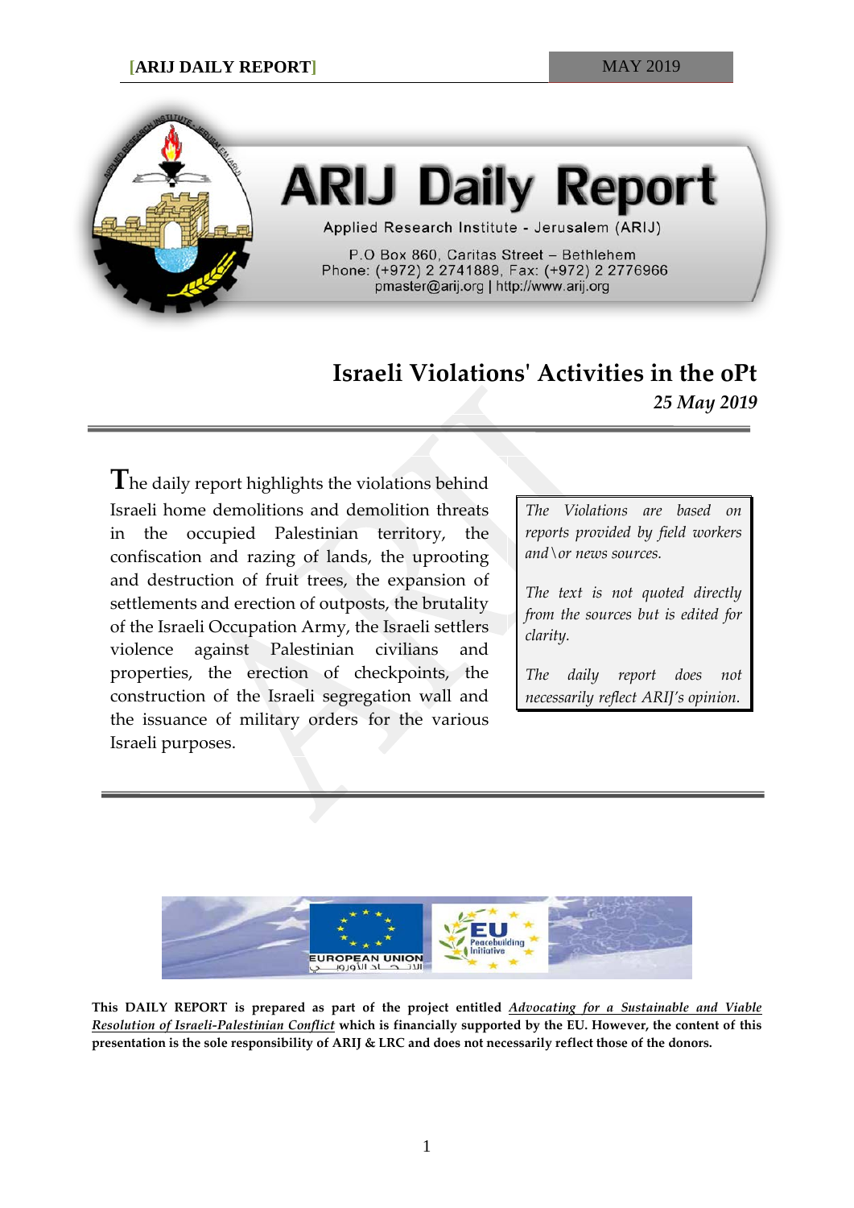# ARIJ Daily Report

Applied Research Institute - Jerusalem (ARIJ)

P.O Box 860, Caritas Street – Bethlehem
Phone: (+972) 2 2741889, Fax: (+972) 2 2776966
pmaster@arij.org | http://www.arij.org

## Israeli Violations' Activities in the oPt

*25 May 2019*

The daily report highlights the violations behind Israeli home demolitions and demolition threats in the occupied Palestinian territory, the confiscation and razing of lands, the uprooting and destruction of fruit trees, the expansion of settlements and erection of outposts, the brutality of the Israeli Occupation Army, the Israeli settlers violence against Palestinian civilians and properties, the erection of checkpoints, the construction of the Israeli segregation wall and the issuance of military orders for the various Israeli purposes.

*The Violations are based on reports provided by field workers and\or news sources.*

*The text is not quoted directly from the sources but is edited for clarity.*

*The daily report does not necessarily reflect ARIJ's opinion.*

**This DAILY REPORT is prepared as part of the project entitled *Advocating for a Sustainable and Viable Resolution of Israeli-Palestinian Conflict* which is financially supported by the EU. However, the content of this presentation is the sole responsibility of ARIJ & LRC and does not necessarily reflect those of the donors.**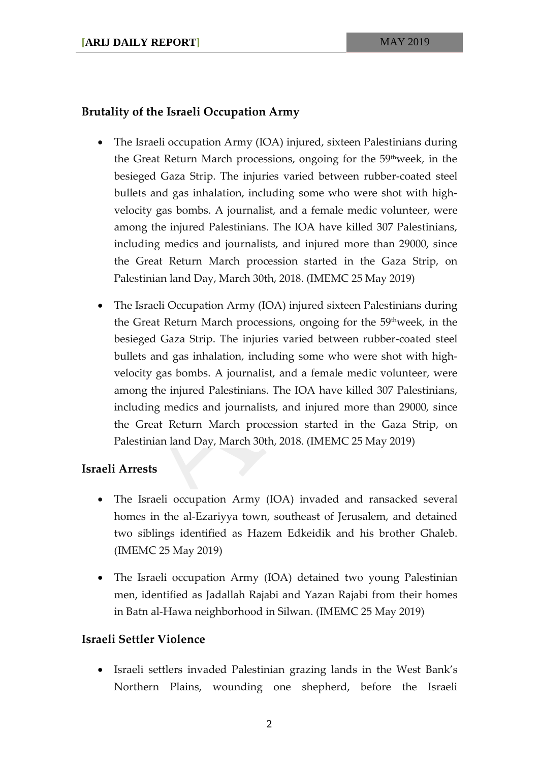## Brutality of the Israeli Occupation Army

- The Israeli occupation Army (IOA) injured, sixteen Palestinians during the Great Return March processions, ongoing for the 59th week, in the besieged Gaza Strip. The injuries varied between rubber-coated steel bullets and gas inhalation, including some who were shot with high-velocity gas bombs. A journalist, and a female medic volunteer, were among the injured Palestinians. The IOA have killed 307 Palestinians, including medics and journalists, and injured more than 29000, since the Great Return March procession started in the Gaza Strip, on Palestinian land Day, March 30th, 2018. (IMEMC 25 May 2019)

- The Israeli Occupation Army (IOA) injured sixteen Palestinians during the Great Return March processions, ongoing for the 59th week, in the besieged Gaza Strip. The injuries varied between rubber-coated steel bullets and gas inhalation, including some who were shot with high-velocity gas bombs. A journalist, and a female medic volunteer, were among the injured Palestinians. The IOA have killed 307 Palestinians, including medics and journalists, and injured more than 29000, since the Great Return March procession started in the Gaza Strip, on Palestinian land Day, March 30th, 2018. (IMEMC 25 May 2019)

## Israeli Arrests

- The Israeli occupation Army (IOA) invaded and ransacked several homes in the al-Ezariyya town, southeast of Jerusalem, and detained two siblings identified as Hazem Edkeidik and his brother Ghaleb. (IMEMC 25 May 2019)

- The Israeli occupation Army (IOA) detained two young Palestinian men, identified as Jadallah Rajabi and Yazan Rajabi from their homes in Batn al-Hawa neighborhood in Silwan. (IMEMC 25 May 2019)

## Israeli Settler Violence

- Israeli settlers invaded Palestinian grazing lands in the West Bank's Northern Plains, wounding one shepherd, before the Israeli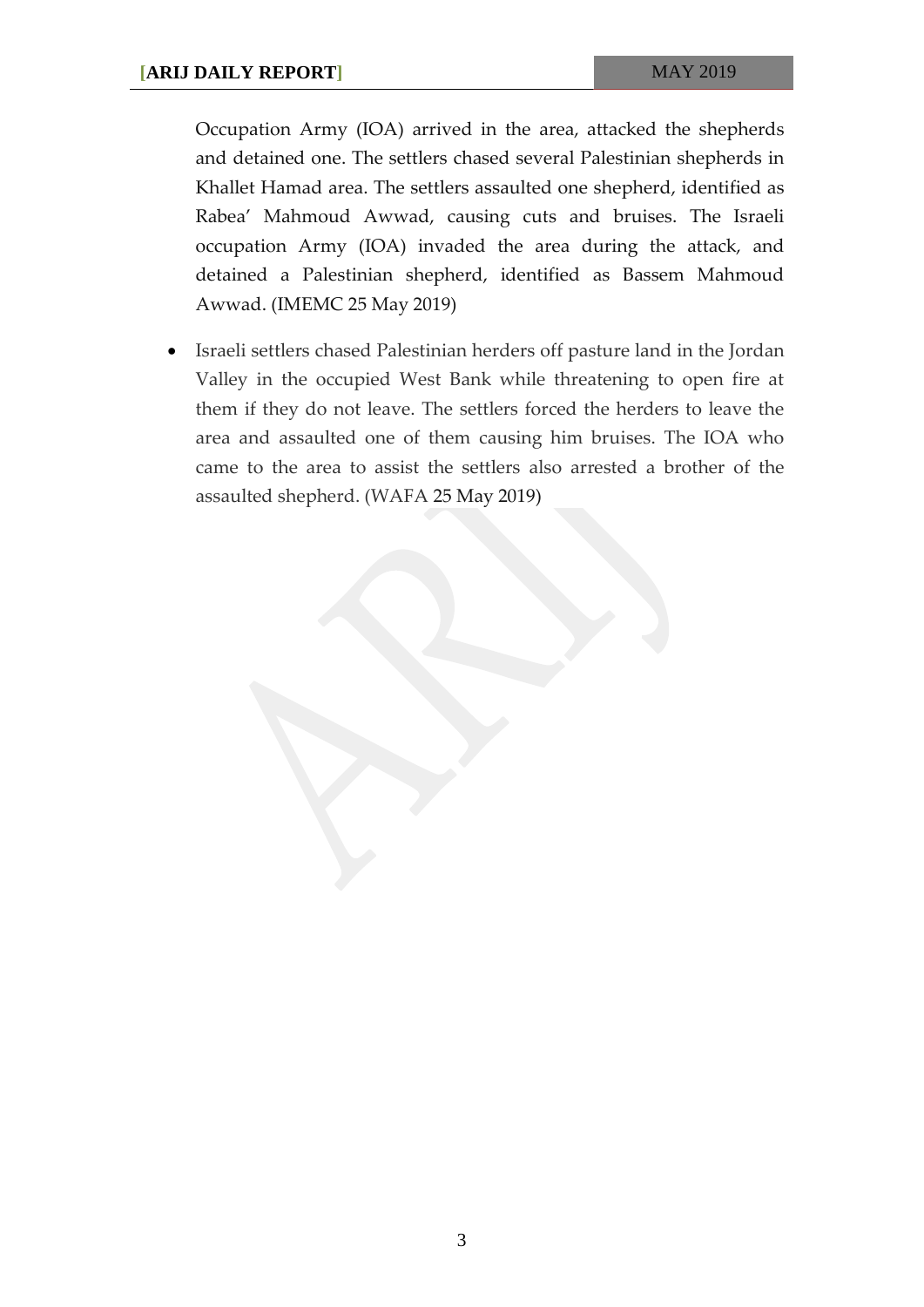Occupation Army (IOA) arrived in the area, attacked the shepherds and detained one. The settlers chased several Palestinian shepherds in Khallet Hamad area. The settlers assaulted one shepherd, identified as Rabea' Mahmoud Awwad, causing cuts and bruises. The Israeli occupation Army (IOA) invaded the area during the attack, and detained a Palestinian shepherd, identified as Bassem Mahmoud Awwad. (IMEMC 25 May 2019)

- Israeli settlers chased Palestinian herders off pasture land in the Jordan Valley in the occupied West Bank while threatening to open fire at them if they do not leave. The settlers forced the herders to leave the area and assaulted one of them causing him bruises. The IOA who came to the area to assist the settlers also arrested a brother of the assaulted shepherd. (WAFA 25 May 2019)